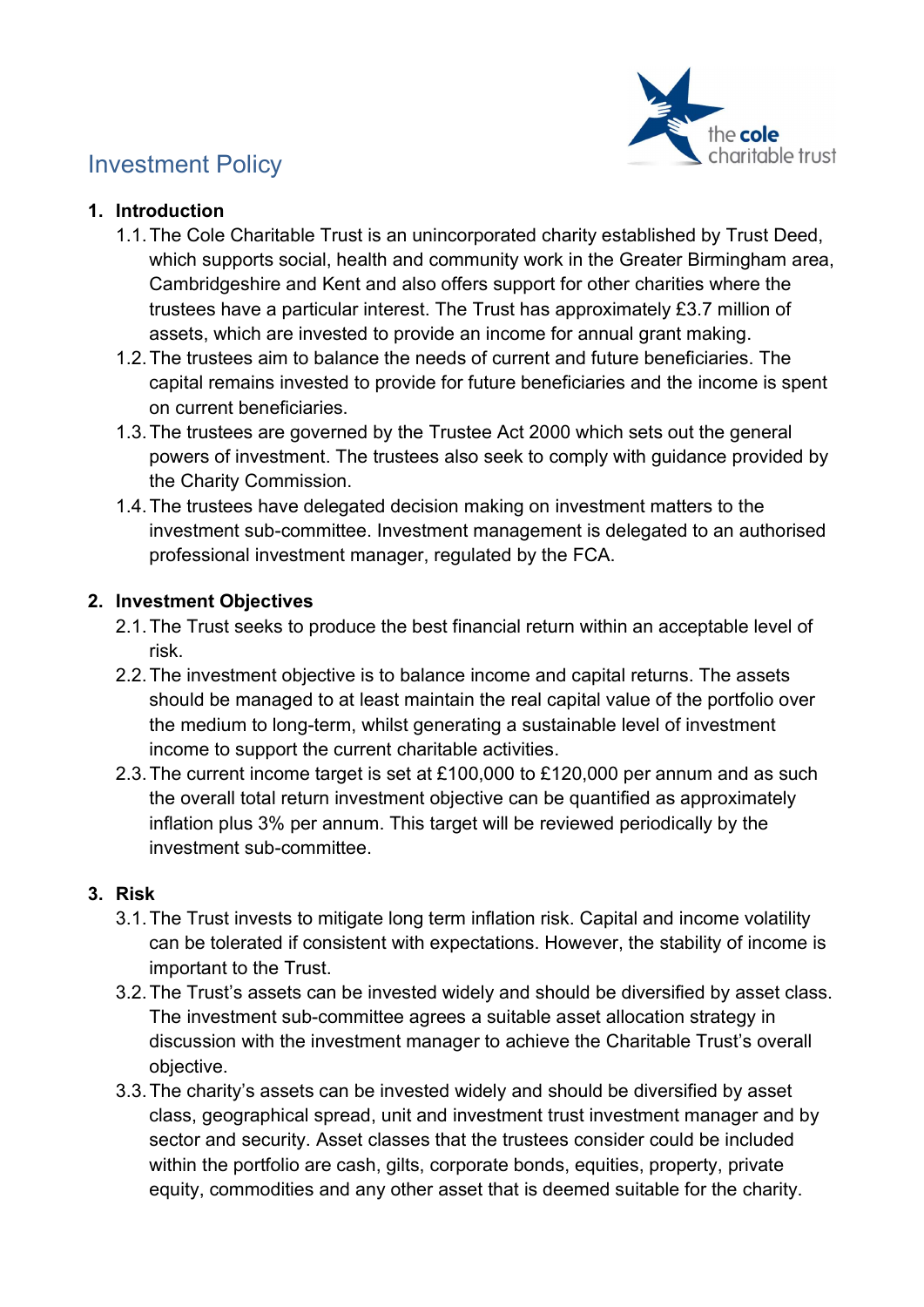# Investment Policy

## 1. Introduction

1.1. The Cole Charitable Trust is an unincorporated charity established by Trust Deed, which supports social, health and community work in the Greater Birmingham area, Cambridgeshire and Kent and also offers support for other charities where the trustees have a particular interest. The Trust has approximately £3.7 million of assets, which are invested to provide an income for annual grant making.

1.2. The trustees aim to balance the needs of current and future beneficiaries. The capital remains invested to provide for future beneficiaries and the income is spent on current beneficiaries.

1.3. The trustees are governed by the Trustee Act 2000 which sets out the general powers of investment. The trustees also seek to comply with guidance provided by the Charity Commission.

1.4. The trustees have delegated decision making on investment matters to the investment sub-committee. Investment management is delegated to an authorised professional investment manager, regulated by the FCA.

## 2. Investment Objectives

2.1. The Trust seeks to produce the best financial return within an acceptable level of risk.

2.2. The investment objective is to balance income and capital returns. The assets should be managed to at least maintain the real capital value of the portfolio over the medium to long-term, whilst generating a sustainable level of investment income to support the current charitable activities.

2.3. The current income target is set at £100,000 to £120,000 per annum and as such the overall total return investment objective can be quantified as approximately inflation plus 3% per annum. This target will be reviewed periodically by the investment sub-committee.

## 3. Risk

3.1. The Trust invests to mitigate long term inflation risk. Capital and income volatility can be tolerated if consistent with expectations. However, the stability of income is important to the Trust.

3.2. The Trust's assets can be invested widely and should be diversified by asset class. The investment sub-committee agrees a suitable asset allocation strategy in discussion with the investment manager to achieve the Charitable Trust's overall objective.

3.3. The charity's assets can be invested widely and should be diversified by asset class, geographical spread, unit and investment trust investment manager and by sector and security. Asset classes that the trustees consider could be included within the portfolio are cash, gilts, corporate bonds, equities, property, private equity, commodities and any other asset that is deemed suitable for the charity.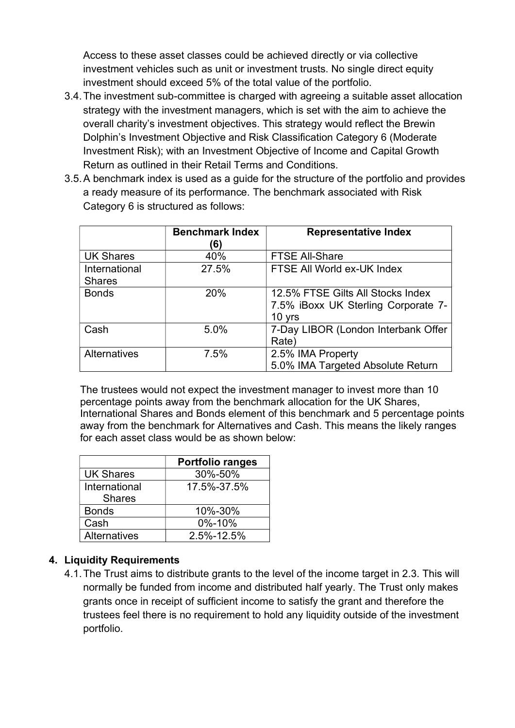Access to these asset classes could be achieved directly or via collective investment vehicles such as unit or investment trusts. No single direct equity investment should exceed 5% of the total value of the portfolio.

3.4. The investment sub-committee is charged with agreeing a suitable asset allocation strategy with the investment managers, which is set with the aim to achieve the overall charity's investment objectives. This strategy would reflect the Brewin Dolphin's Investment Objective and Risk Classification Category 6 (Moderate Investment Risk); with an Investment Objective of Income and Capital Growth Return as outlined in their Retail Terms and Conditions.

3.5. A benchmark index is used as a guide for the structure of the portfolio and provides a ready measure of its performance. The benchmark associated with Risk Category 6 is structured as follows:

| | Benchmark Index (6) | Representative Index |
|---|---|---|
| UK Shares | 40% | FTSE All-Share |
| International Shares | 27.5% | FTSE All World ex-UK Index |
| Bonds | 20% | 12.5% FTSE Gilts All Stocks Index<br>7.5% iBoxx UK Sterling Corporate 7-10 yrs |
| Cash | 5.0% | 7-Day LIBOR (London Interbank Offer Rate) |
| Alternatives | 7.5% | 2.5% IMA Property<br>5.0% IMA Targeted Absolute Return |

The trustees would not expect the investment manager to invest more than 10 percentage points away from the benchmark allocation for the UK Shares, International Shares and Bonds element of this benchmark and 5 percentage points away from the benchmark for Alternatives and Cash. This means the likely ranges for each asset class would be as shown below:

| | Portfolio ranges |
|---|---|
| UK Shares | 30%-50% |
| International Shares | 17.5%-37.5% |
| Bonds | 10%-30% |
| Cash | 0%-10% |
| Alternatives | 2.5%-12.5% |

## 4. Liquidity Requirements

4.1. The Trust aims to distribute grants to the level of the income target in 2.3. This will normally be funded from income and distributed half yearly. The Trust only makes grants once in receipt of sufficient income to satisfy the grant and therefore the trustees feel there is no requirement to hold any liquidity outside of the investment portfolio.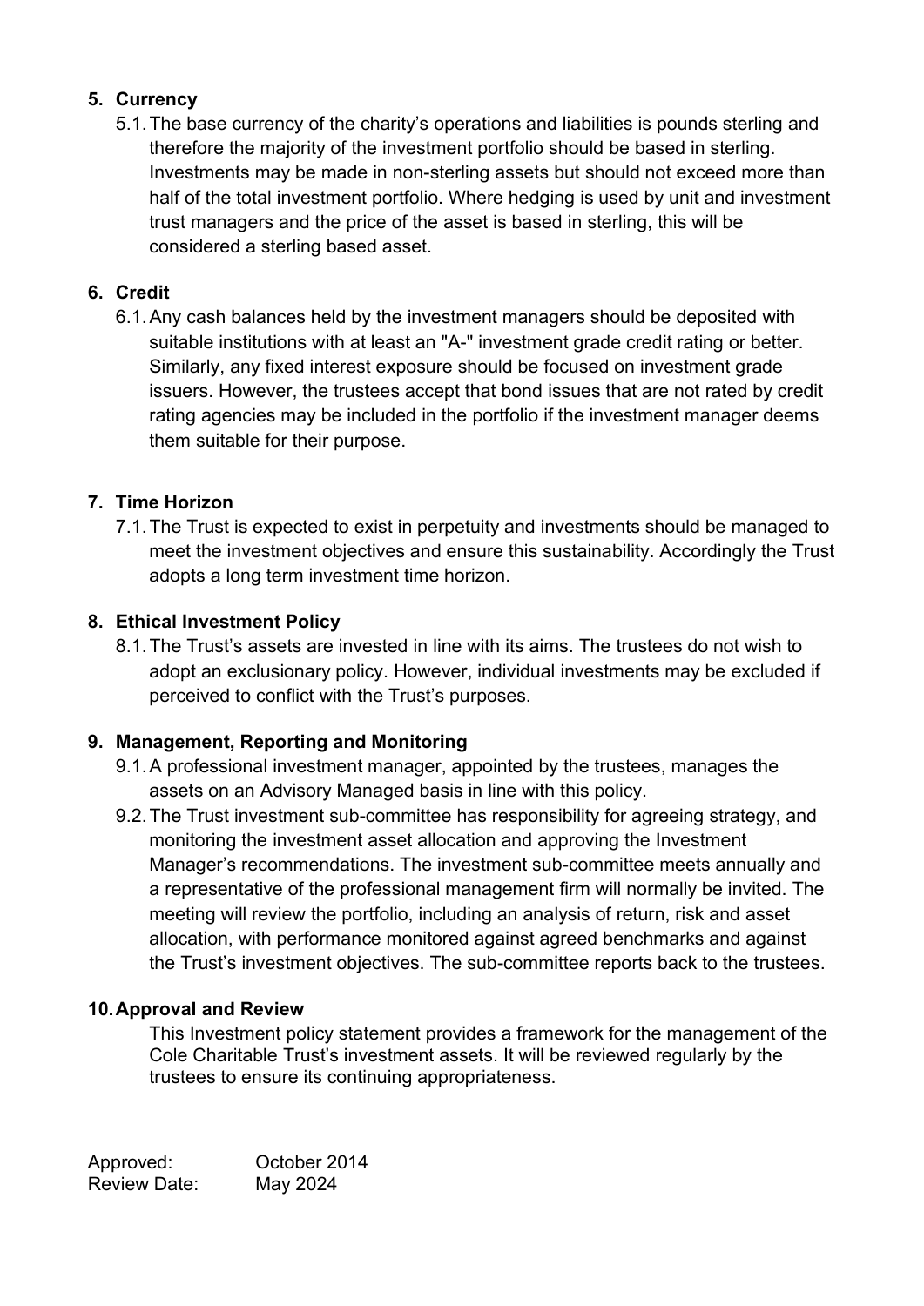## 5. Currency

5.1. The base currency of the charity's operations and liabilities is pounds sterling and therefore the majority of the investment portfolio should be based in sterling. Investments may be made in non-sterling assets but should not exceed more than half of the total investment portfolio. Where hedging is used by unit and investment trust managers and the price of the asset is based in sterling, this will be considered a sterling based asset.

## 6. Credit

6.1. Any cash balances held by the investment managers should be deposited with suitable institutions with at least an "A-" investment grade credit rating or better. Similarly, any fixed interest exposure should be focused on investment grade issuers. However, the trustees accept that bond issues that are not rated by credit rating agencies may be included in the portfolio if the investment manager deems them suitable for their purpose.

## 7. Time Horizon

7.1. The Trust is expected to exist in perpetuity and investments should be managed to meet the investment objectives and ensure this sustainability. Accordingly the Trust adopts a long term investment time horizon.

## 8. Ethical Investment Policy

8.1. The Trust's assets are invested in line with its aims. The trustees do not wish to adopt an exclusionary policy. However, individual investments may be excluded if perceived to conflict with the Trust's purposes.

## 9. Management, Reporting and Monitoring

9.1. A professional investment manager, appointed by the trustees, manages the assets on an Advisory Managed basis in line with this policy.

9.2. The Trust investment sub-committee has responsibility for agreeing strategy, and monitoring the investment asset allocation and approving the Investment Manager's recommendations. The investment sub-committee meets annually and a representative of the professional management firm will normally be invited. The meeting will review the portfolio, including an analysis of return, risk and asset allocation, with performance monitored against agreed benchmarks and against the Trust's investment objectives. The sub-committee reports back to the trustees.

## 10. Approval and Review

This Investment policy statement provides a framework for the management of the Cole Charitable Trust's investment assets. It will be reviewed regularly by the trustees to ensure its continuing appropriateness.

Approved: October 2014
Review Date: May 2024